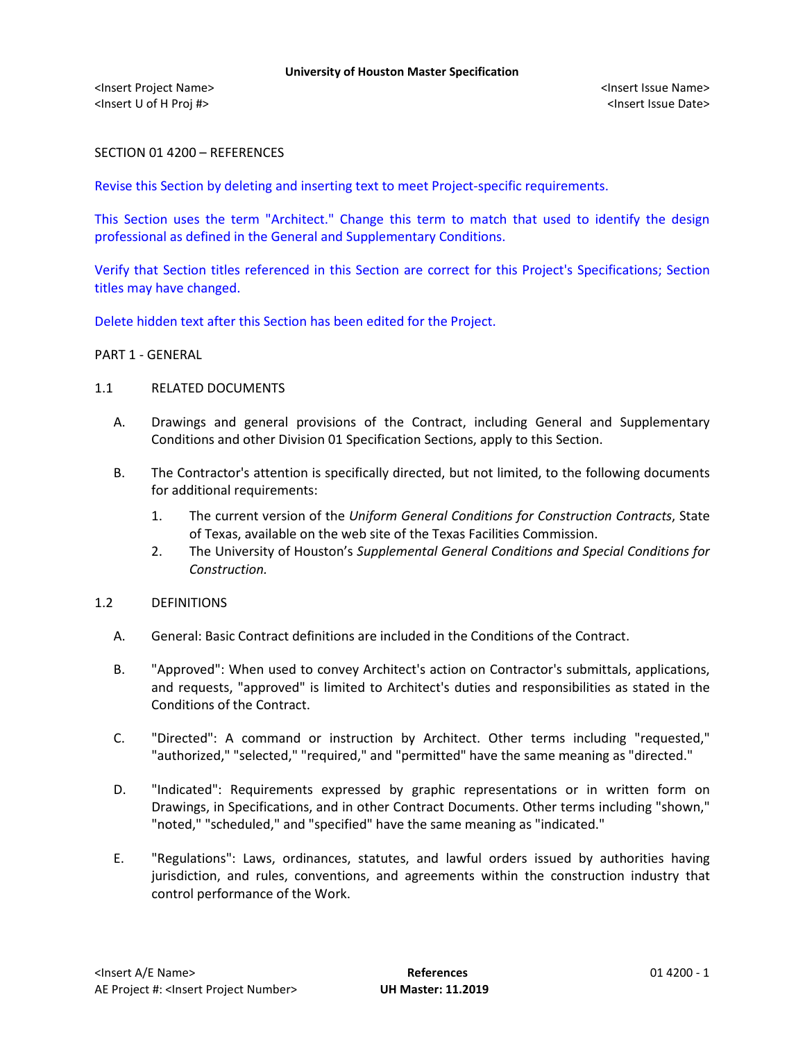**University of Houston Master Specification**

<Insert Project Name>  
<Insert U of H Proj #>

<Insert Issue Name>  
<Insert Issue Date>

# SECTION 01 4200 – REFERENCES

Revise this Section by deleting and inserting text to meet Project-specific requirements.

This Section uses the term "Architect." Change this term to match that used to identify the design professional as defined in the General and Supplementary Conditions.

Verify that Section titles referenced in this Section are correct for this Project's Specifications; Section titles may have changed.

Delete hidden text after this Section has been edited for the Project.

## PART 1 - GENERAL

### 1.1 RELATED DOCUMENTS

A. Drawings and general provisions of the Contract, including General and Supplementary Conditions and other Division 01 Specification Sections, apply to this Section.

B. The Contractor's attention is specifically directed, but not limited, to the following documents for additional requirements:

1. The current version of the *Uniform General Conditions for Construction Contracts*, State of Texas, available on the web site of the Texas Facilities Commission.
2. The University of Houston's *Supplemental General Conditions and Special Conditions for Construction.*

### 1.2 DEFINITIONS

A. General: Basic Contract definitions are included in the Conditions of the Contract.

B. "Approved": When used to convey Architect's action on Contractor's submittals, applications, and requests, "approved" is limited to Architect's duties and responsibilities as stated in the Conditions of the Contract.

C. "Directed": A command or instruction by Architect. Other terms including "requested," "authorized," "selected," "required," and "permitted" have the same meaning as "directed."

D. "Indicated": Requirements expressed by graphic representations or in written form on Drawings, in Specifications, and in other Contract Documents. Other terms including "shown," "noted," "scheduled," and "specified" have the same meaning as "indicated."

E. "Regulations": Laws, ordinances, statutes, and lawful orders issued by authorities having jurisdiction, and rules, conventions, and agreements within the construction industry that control performance of the Work.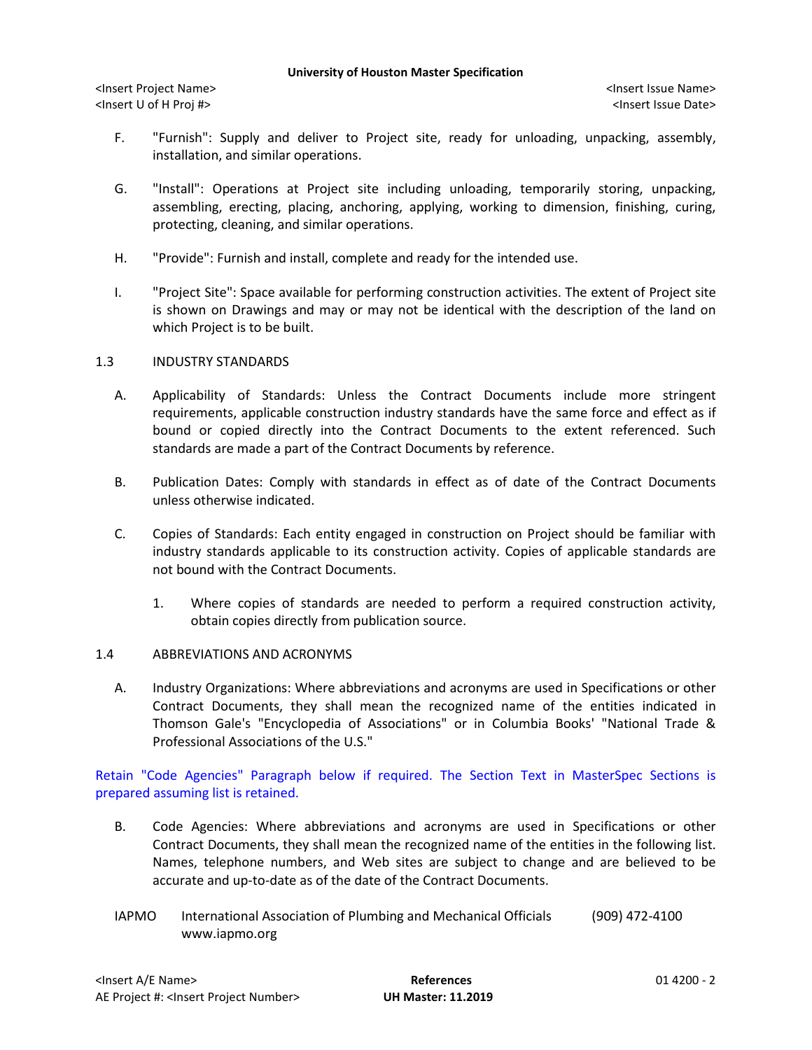F. "Furnish": Supply and deliver to Project site, ready for unloading, unpacking, assembly, installation, and similar operations.

G. "Install": Operations at Project site including unloading, temporarily storing, unpacking, assembling, erecting, placing, anchoring, applying, working to dimension, finishing, curing, protecting, cleaning, and similar operations.

H. "Provide": Furnish and install, complete and ready for the intended use.

I. "Project Site": Space available for performing construction activities. The extent of Project site is shown on Drawings and may or may not be identical with the description of the land on which Project is to be built.

## 1.3 INDUSTRY STANDARDS

A. Applicability of Standards: Unless the Contract Documents include more stringent requirements, applicable construction industry standards have the same force and effect as if bound or copied directly into the Contract Documents to the extent referenced. Such standards are made a part of the Contract Documents by reference.

B. Publication Dates: Comply with standards in effect as of date of the Contract Documents unless otherwise indicated.

C. Copies of Standards: Each entity engaged in construction on Project should be familiar with industry standards applicable to its construction activity. Copies of applicable standards are not bound with the Contract Documents.

1. Where copies of standards are needed to perform a required construction activity, obtain copies directly from publication source.

## 1.4 ABBREVIATIONS AND ACRONYMS

A. Industry Organizations: Where abbreviations and acronyms are used in Specifications or other Contract Documents, they shall mean the recognized name of the entities indicated in Thomson Gale's "Encyclopedia of Associations" or in Columbia Books' "National Trade & Professional Associations of the U.S."

Retain "Code Agencies" Paragraph below if required. The Section Text in MasterSpec Sections is prepared assuming list is retained.

B. Code Agencies: Where abbreviations and acronyms are used in Specifications or other Contract Documents, they shall mean the recognized name of the entities in the following list. Names, telephone numbers, and Web sites are subject to change and are believed to be accurate and up-to-date as of the date of the Contract Documents.

| | | |
|---|---|---|
| IAPMO | International Association of Plumbing and Mechanical Officials<br>www.iapmo.org | (909) 472-4100 |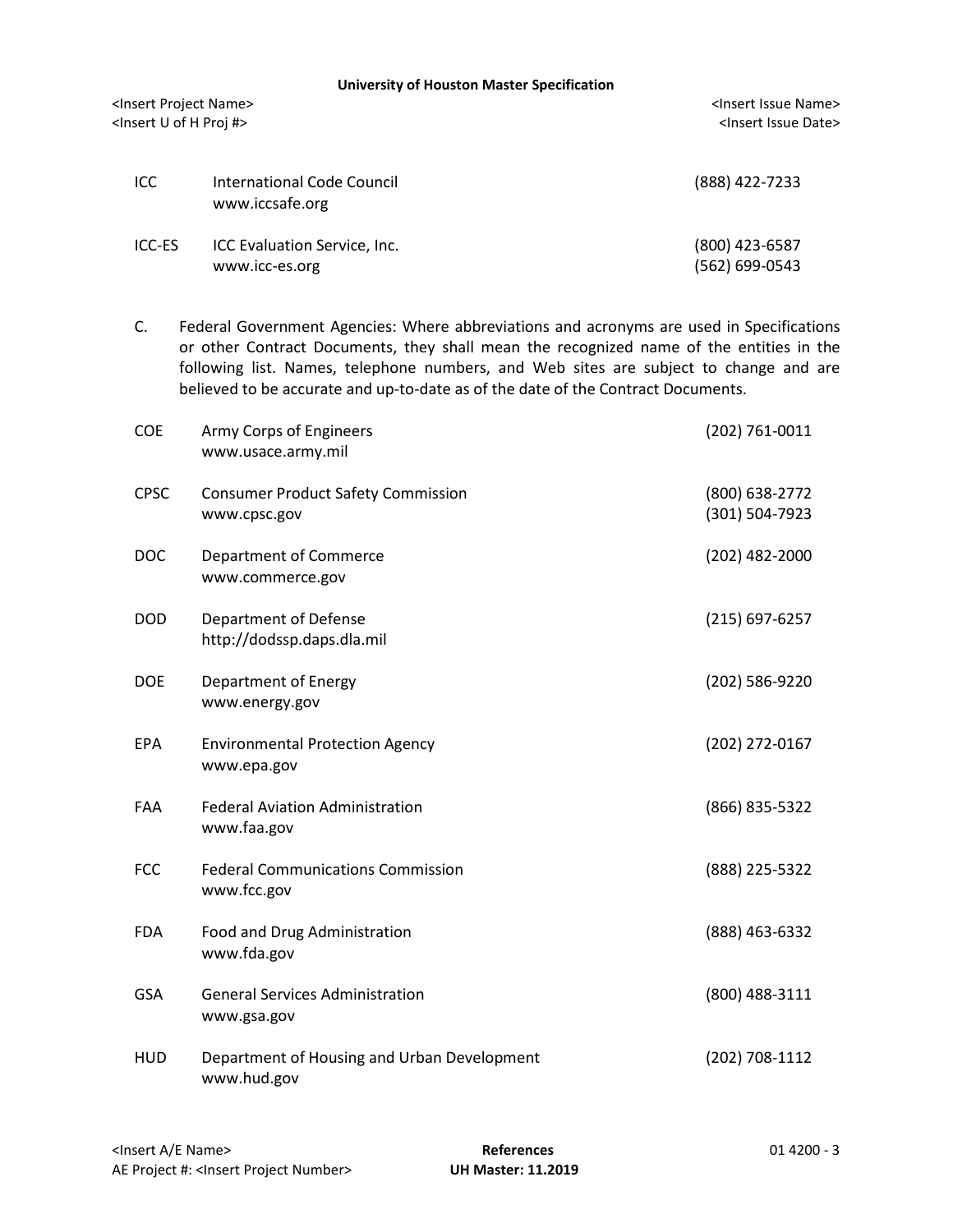| | | |
|---|---|---|
| ICC | International Code Council<br>www.iccsafe.org | (888) 422-7233 |
| ICC-ES | ICC Evaluation Service, Inc.<br>www.icc-es.org | (800) 423-6587<br>(562) 699-0543 |

C. Federal Government Agencies: Where abbreviations and acronyms are used in Specifications or other Contract Documents, they shall mean the recognized name of the entities in the following list. Names, telephone numbers, and Web sites are subject to change and are believed to be accurate and up-to-date as of the date of the Contract Documents.

| | | |
|---|---|---|
| COE | Army Corps of Engineers<br>www.usace.army.mil | (202) 761-0011 |
| CPSC | Consumer Product Safety Commission<br>www.cpsc.gov | (800) 638-2772<br>(301) 504-7923 |
| DOC | Department of Commerce<br>www.commerce.gov | (202) 482-2000 |
| DOD | Department of Defense<br>http://dodssp.daps.dla.mil | (215) 697-6257 |
| DOE | Department of Energy<br>www.energy.gov | (202) 586-9220 |
| EPA | Environmental Protection Agency<br>www.epa.gov | (202) 272-0167 |
| FAA | Federal Aviation Administration<br>www.faa.gov | (866) 835-5322 |
| FCC | Federal Communications Commission<br>www.fcc.gov | (888) 225-5322 |
| FDA | Food and Drug Administration<br>www.fda.gov | (888) 463-6332 |
| GSA | General Services Administration<br>www.gsa.gov | (800) 488-3111 |
| HUD | Department of Housing and Urban Development<br>www.hud.gov | (202) 708-1112 |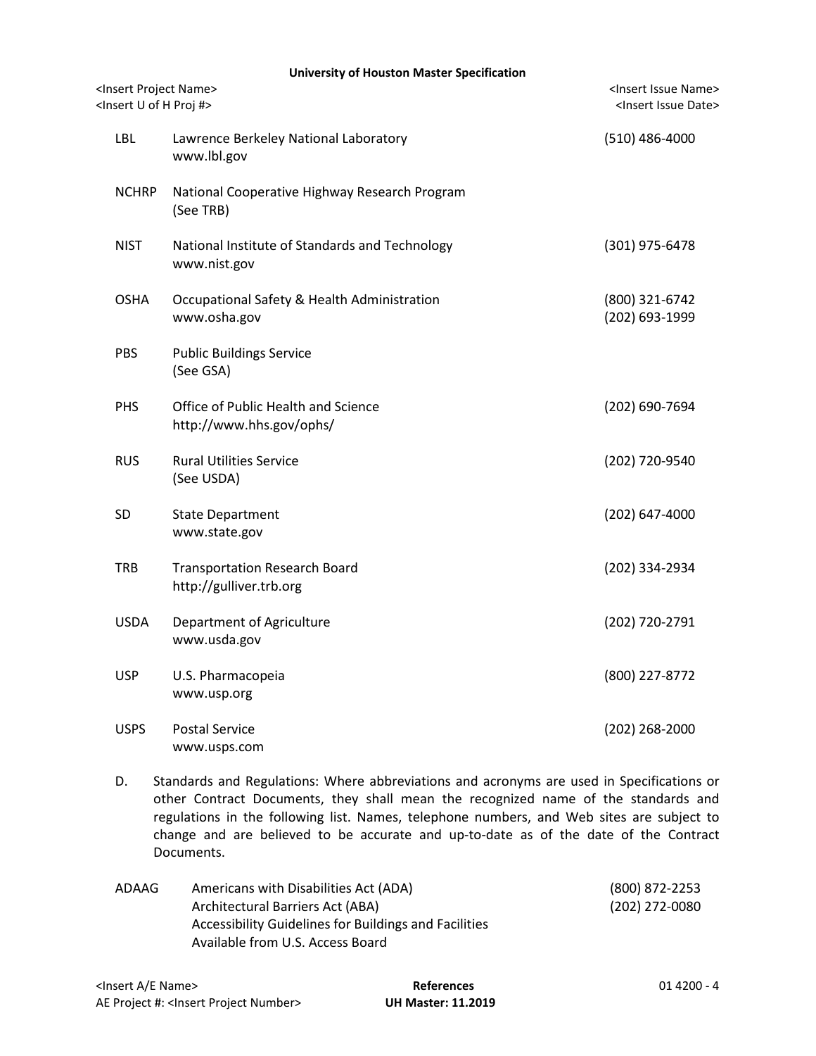| | | |
|---|---|---|
| LBL | Lawrence Berkeley National Laboratory<br>www.lbl.gov | (510) 486-4000 |
| NCHRP | National Cooperative Highway Research Program<br>(See TRB) | |
| NIST | National Institute of Standards and Technology<br>www.nist.gov | (301) 975-6478 |
| OSHA | Occupational Safety & Health Administration<br>www.osha.gov | (800) 321-6742<br>(202) 693-1999 |
| PBS | Public Buildings Service<br>(See GSA) | |
| PHS | Office of Public Health and Science<br>http://www.hhs.gov/ophs/ | (202) 690-7694 |
| RUS | Rural Utilities Service<br>(See USDA) | (202) 720-9540 |
| SD | State Department<br>www.state.gov | (202) 647-4000 |
| TRB | Transportation Research Board<br>http://gulliver.trb.org | (202) 334-2934 |
| USDA | Department of Agriculture<br>www.usda.gov | (202) 720-2791 |
| USP | U.S. Pharmacopeia<br>www.usp.org | (800) 227-8772 |
| USPS | Postal Service<br>www.usps.com | (202) 268-2000 |

D. Standards and Regulations: Where abbreviations and acronyms are used in Specifications or other Contract Documents, they shall mean the recognized name of the standards and regulations in the following list. Names, telephone numbers, and Web sites are subject to change and are believed to be accurate and up-to-date as of the date of the Contract Documents.

| | | |
|---|---|---|
| ADAAG | Americans with Disabilities Act (ADA)<br>Architectural Barriers Act (ABA)<br>Accessibility Guidelines for Buildings and Facilities<br>Available from U.S. Access Board | (800) 872-2253<br>(202) 272-0080 |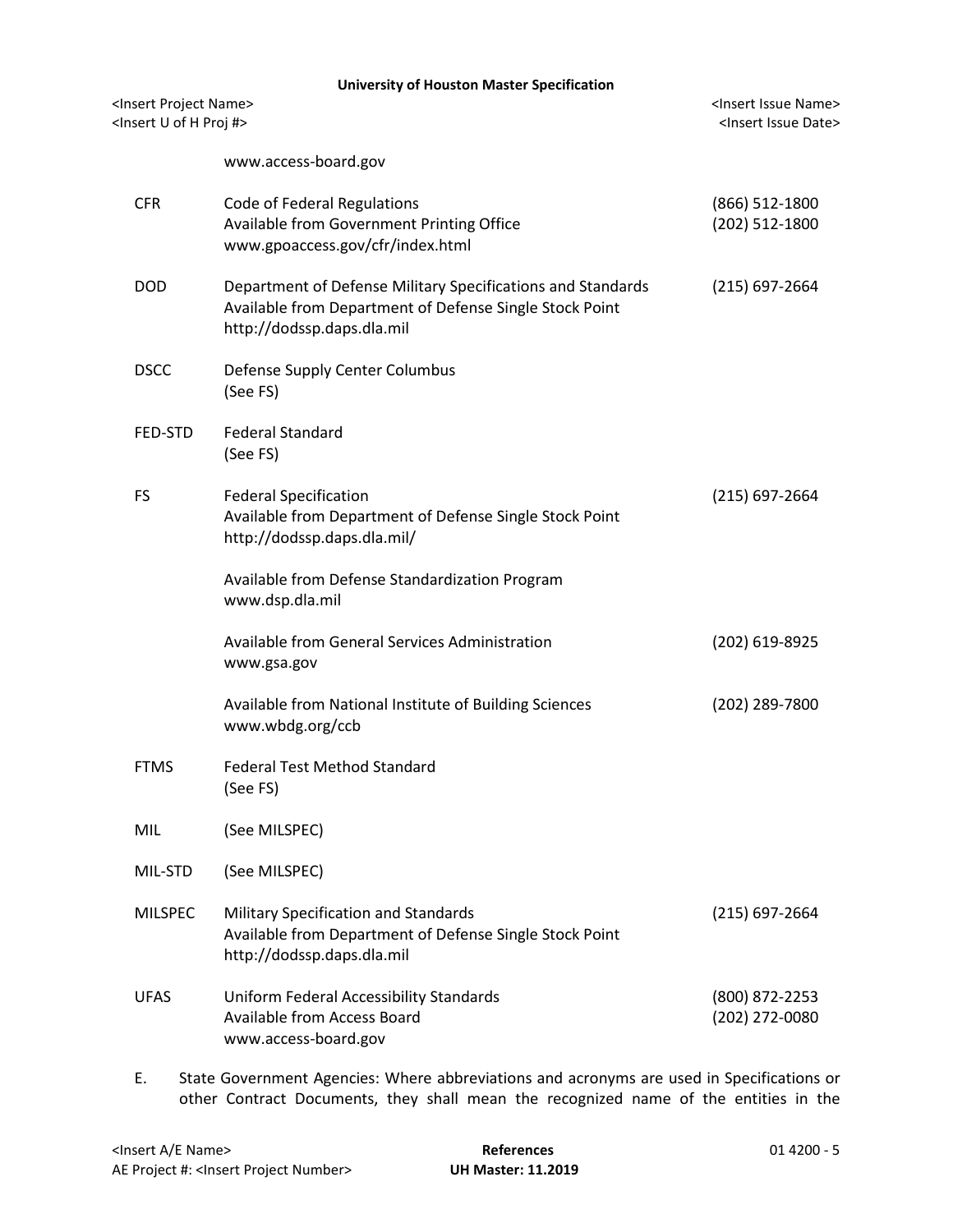www.access-board.gov

| | | |
|---|---|---|
| CFR | Code of Federal Regulations<br>Available from Government Printing Office<br>www.gpoaccess.gov/cfr/index.html | (866) 512-1800<br>(202) 512-1800 |
| DOD | Department of Defense Military Specifications and Standards<br>Available from Department of Defense Single Stock Point<br>http://dodssp.daps.dla.mil | (215) 697-2664 |
| DSCC | Defense Supply Center Columbus<br>(See FS) | |
| FED-STD | Federal Standard<br>(See FS) | |
| FS | Federal Specification<br>Available from Department of Defense Single Stock Point<br>http://dodssp.daps.dla.mil/ | (215) 697-2664 |
| | Available from Defense Standardization Program<br>www.dsp.dla.mil | |
| | Available from General Services Administration<br>www.gsa.gov | (202) 619-8925 |
| | Available from National Institute of Building Sciences<br>www.wbdg.org/ccb | (202) 289-7800 |
| FTMS | Federal Test Method Standard<br>(See FS) | |
| MIL | (See MILSPEC) | |
| MIL-STD | (See MILSPEC) | |
| MILSPEC | Military Specification and Standards<br>Available from Department of Defense Single Stock Point<br>http://dodssp.daps.dla.mil | (215) 697-2664 |
| UFAS | Uniform Federal Accessibility Standards<br>Available from Access Board<br>www.access-board.gov | (800) 872-2253<br>(202) 272-0080 |

E. State Government Agencies: Where abbreviations and acronyms are used in Specifications or other Contract Documents, they shall mean the recognized name of the entities in the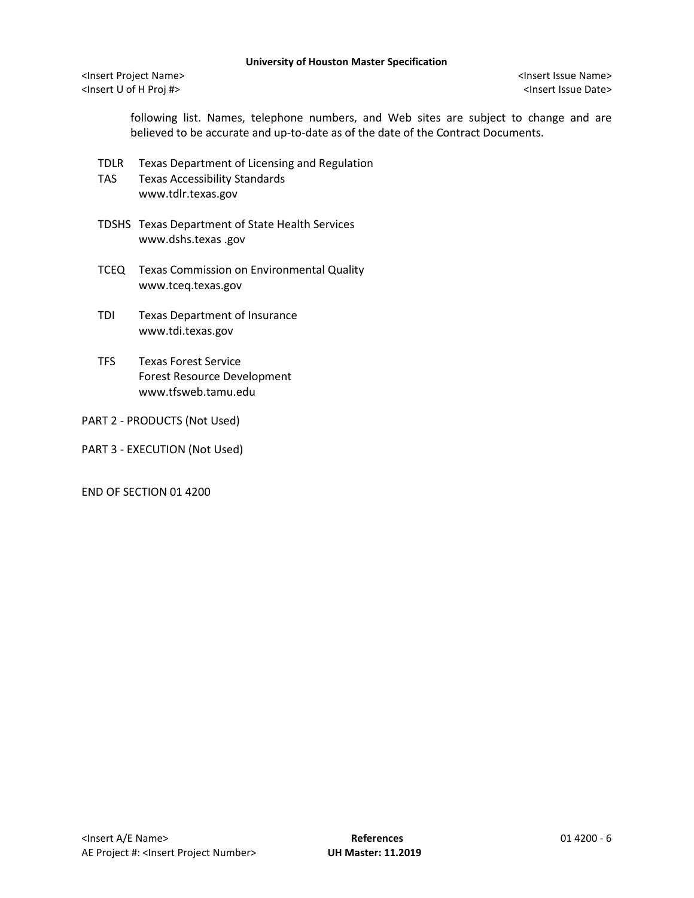following list. Names, telephone numbers, and Web sites are subject to change and are believed to be accurate and up-to-date as of the date of the Contract Documents.

TDLR Texas Department of Licensing and Regulation
TAS Texas Accessibility Standards
www.tdlr.texas.gov

TDSHS Texas Department of State Health Services
www.dshs.texas .gov

TCEQ Texas Commission on Environmental Quality
www.tceq.texas.gov

TDI Texas Department of Insurance
www.tdi.texas.gov

TFS Texas Forest Service
Forest Resource Development
www.tfsweb.tamu.edu

PART 2 - PRODUCTS (Not Used)

PART 3 - EXECUTION (Not Used)

END OF SECTION 01 4200